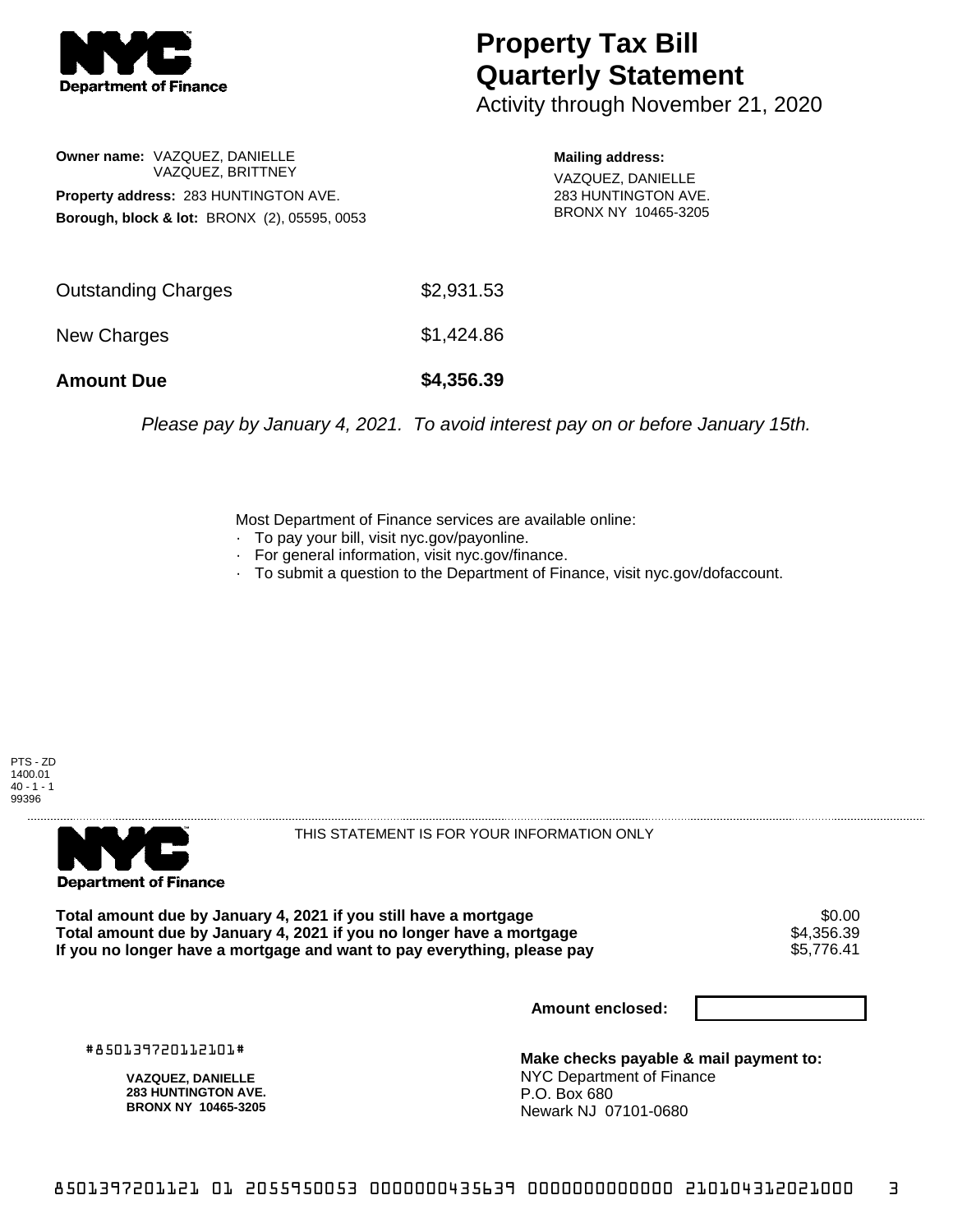# Property Tax Bill Quarterly Statement

Activity through November 21, 2020

**Owner name:** VAZQUEZ, DANIELLE
VAZQUEZ, BRITTNEY

**Property address:** 283 HUNTINGTON AVE.

**Borough, block & lot:** BRONX (2), 05595, 0053

**Mailing address:**
VAZQUEZ, DANIELLE
283 HUNTINGTON AVE.
BRONX NY 10465-3205

| | |
|---|---|
| Outstanding Charges | $2,931.53 |
| New Charges | $1,424.86 |
| **Amount Due** | **$4,356.39** |

*Please pay by January 4, 2021. To avoid interest pay on or before January 15th.*

Most Department of Finance services are available online:

- To pay your bill, visit nyc.gov/payonline.
- For general information, visit nyc.gov/finance.
- To submit a question to the Department of Finance, visit nyc.gov/dofaccount.

PTS - ZD
1400.01
40 - 1 - 1
99396

THIS STATEMENT IS FOR YOUR INFORMATION ONLY

| | |
|---|---|
| **Total amount due by January 4, 2021 if you still have a mortgage** | $0.00 |
| **Total amount due by January 4, 2021 if you no longer have a mortgage** | $4,356.39 |
| **If you no longer have a mortgage and want to pay everything, please pay** | $5,776.41 |

**Amount enclosed:**

#850139720112101#

**VAZQUEZ, DANIELLE**
**283 HUNTINGTON AVE.**
**BRONX NY 10465-3205**

**Make checks payable & mail payment to:**
NYC Department of Finance
P.O. Box 680
Newark NJ 07101-0680

8501397201121 01 2055950053 0000000435639 0000000000000 210104312021000 3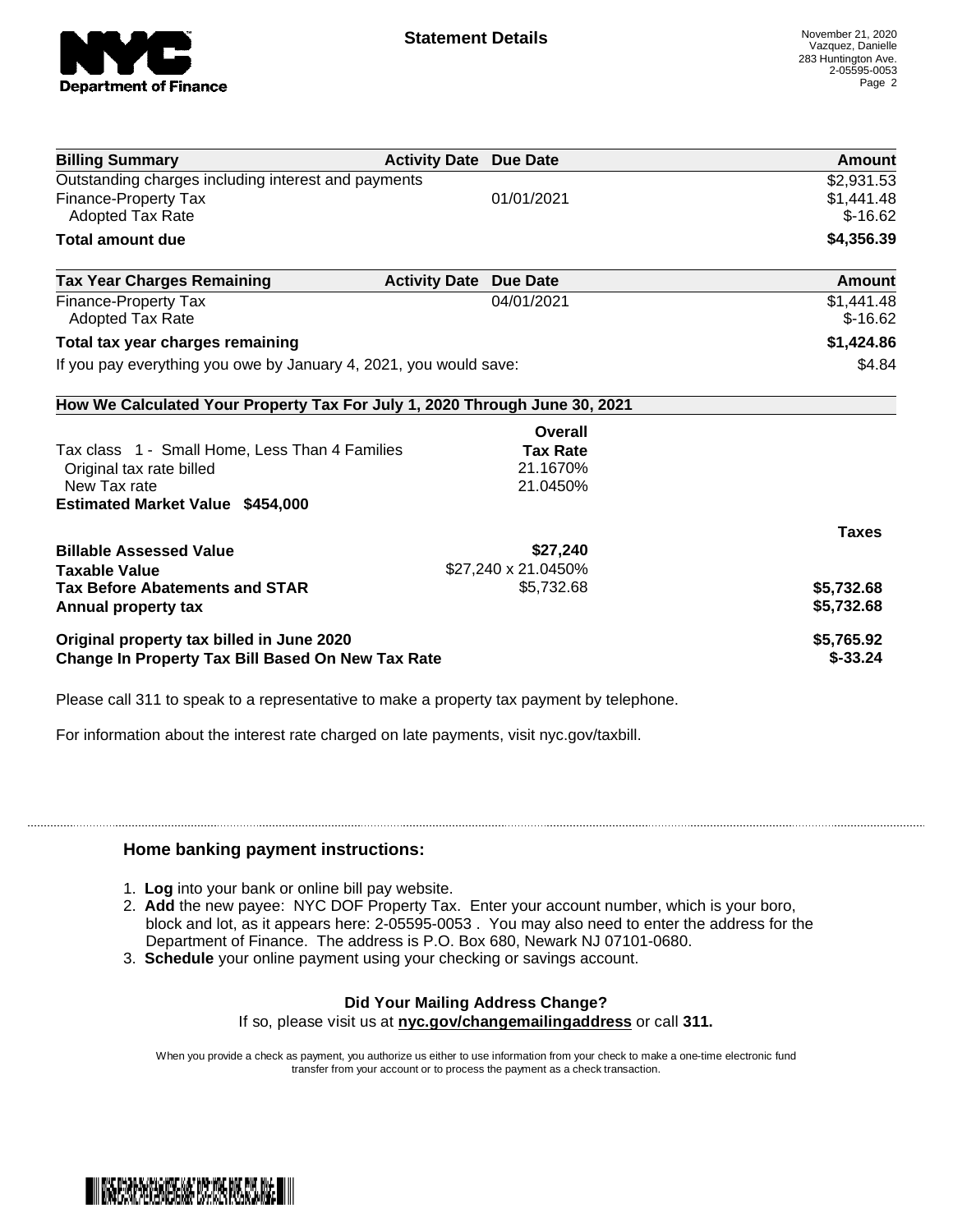# Statement Details

November 21, 2020
Vazquez, Danielle
283 Huntington Ave.
2-05595-0053

| Billing Summary | Activity Date | Due Date | Amount |
|---|---|---|---|
| Outstanding charges including interest and payments | | | $2,931.53 |
| Finance-Property Tax | | 01/01/2021 | $1,441.48 |
| Adopted Tax Rate | | | $-16.62 |
| **Total amount due** | | | **$4,356.39** |

| Tax Year Charges Remaining | Activity Date | Due Date | Amount |
|---|---|---|---|
| Finance-Property Tax | | 04/01/2021 | $1,441.48 |
| Adopted Tax Rate | | | $-16.62 |
| **Total tax year charges remaining** | | | **$1,424.86** |
| If you pay everything you owe by January 4, 2021, you would save: | | | $4.84 |

**How We Calculated Your Property Tax For July 1, 2020 Through June 30, 2021**

| | Overall Tax Rate | |
|---|---|---|
| Tax class 1 - Small Home, Less Than 4 Families | | |
| Original tax rate billed | 21.1670% | |
| New Tax rate | 21.0450% | |
| **Estimated Market Value $454,000** | | |
| | | **Taxes** |
| **Billable Assessed Value** | **$27,240** | |
| **Taxable Value** | $27,240 x 21.0450% | |
| **Tax Before Abatements and STAR** | $5,732.68 | **$5,732.68** |
| **Annual property tax** | | **$5,732.68** |
| **Original property tax billed in June 2020** | | **$5,765.92** |
| **Change In Property Tax Bill Based On New Tax Rate** | | **$-33.24** |

Please call 311 to speak to a representative to make a property tax payment by telephone.

For information about the interest rate charged on late payments, visit nyc.gov/taxbill.

## Home banking payment instructions:

1. **Log** into your bank or online bill pay website.
2. **Add** the new payee: NYC DOF Property Tax. Enter your account number, which is your boro, block and lot, as it appears here: 2-05595-0053 . You may also need to enter the address for the Department of Finance. The address is P.O. Box 680, Newark NJ 07101-0680.
3. **Schedule** your online payment using your checking or savings account.

**Did Your Mailing Address Change?**

If so, please visit us at **nyc.gov/changemailingaddress** or call **311.**

When you provide a check as payment, you authorize us either to use information from your check to make a one-time electronic fund transfer from your account or to process the payment as a check transaction.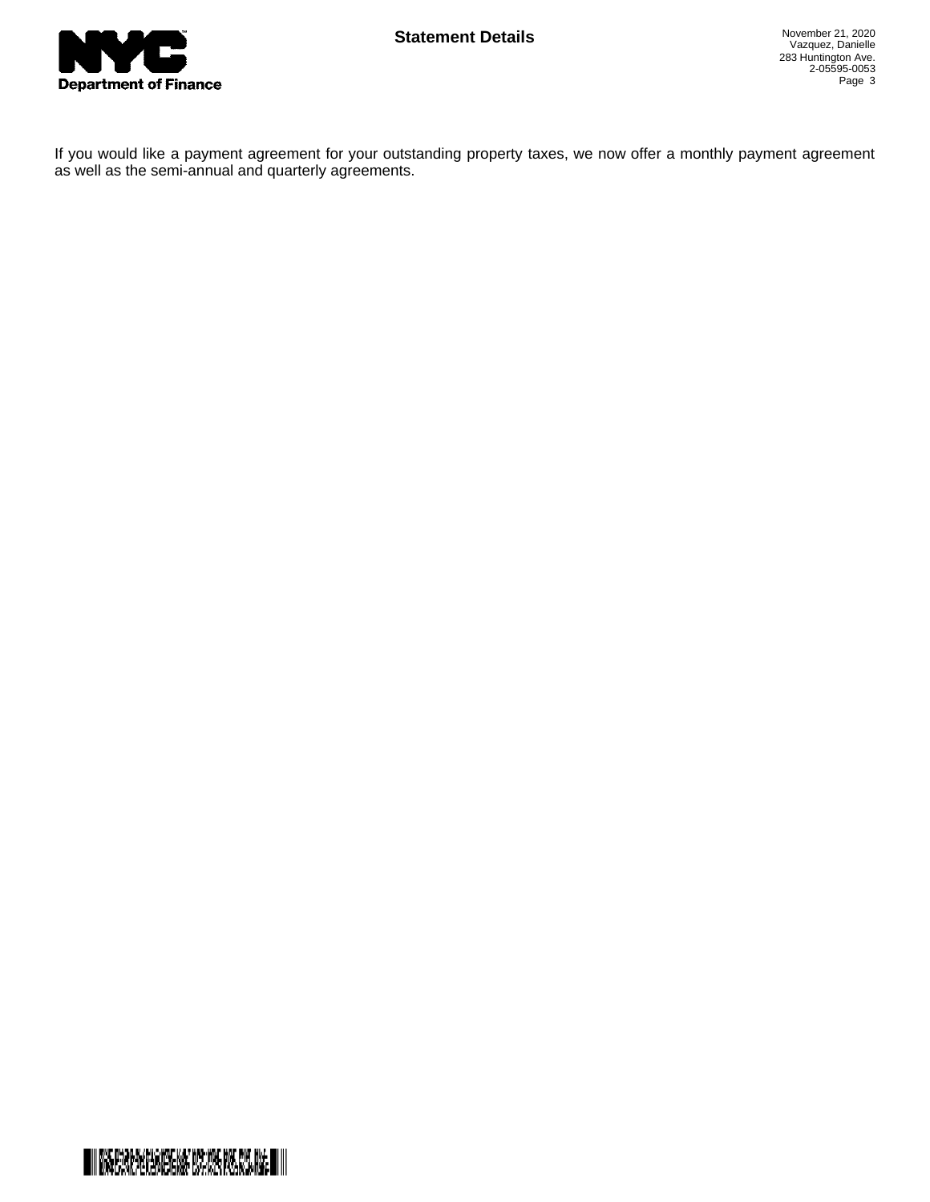If you would like a payment agreement for your outstanding property taxes, we now offer a monthly payment agreement as well as the semi-annual and quarterly agreements.